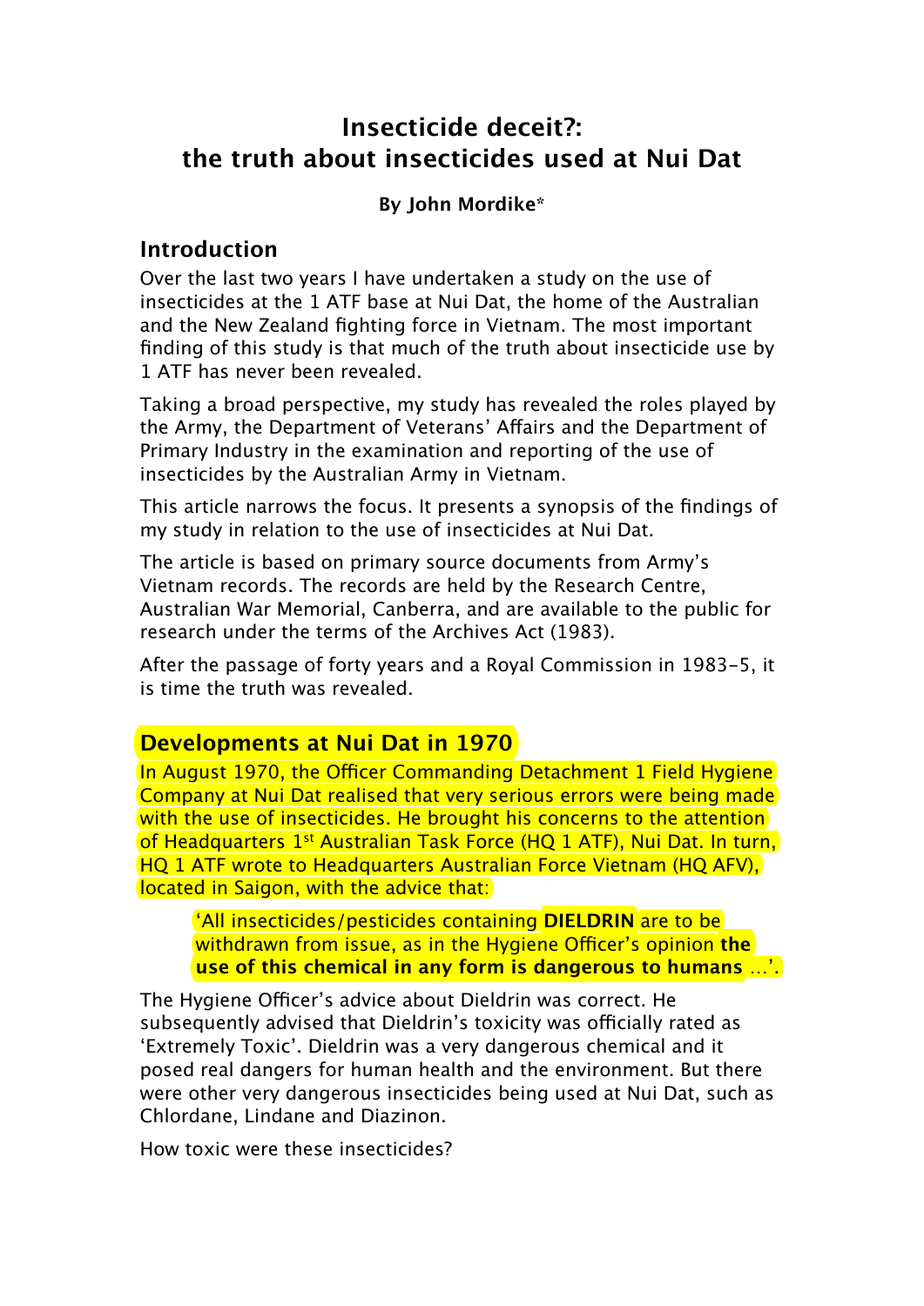# Insecticide deceit?: the truth about insecticides used at Nui Dat

**By John Mordike***

## Introduction

Over the last two years I have undertaken a study on the use of insecticides at the 1 ATF base at Nui Dat, the home of the Australian and the New Zealand fighting force in Vietnam. The most important finding of this study is that much of the truth about insecticide use by 1 ATF has never been revealed.

Taking a broad perspective, my study has revealed the roles played by the Army, the Department of Veterans' Affairs and the Department of Primary Industry in the examination and reporting of the use of insecticides by the Australian Army in Vietnam.

This article narrows the focus. It presents a synopsis of the findings of my study in relation to the use of insecticides at Nui Dat.

The article is based on primary source documents from Army's Vietnam records. The records are held by the Research Centre, Australian War Memorial, Canberra, and are available to the public for research under the terms of the Archives Act (1983).

After the passage of forty years and a Royal Commission in 1983–5, it is time the truth was revealed.

## Developments at Nui Dat in 1970

In August 1970, the Officer Commanding Detachment 1 Field Hygiene Company at Nui Dat realised that very serious errors were being made with the use of insecticides. He brought his concerns to the attention of Headquarters 1st Australian Task Force (HQ 1 ATF), Nui Dat. In turn, HQ 1 ATF wrote to Headquarters Australian Force Vietnam (HQ AFV), located in Saigon, with the advice that:

> 'All insecticides/pesticides containing **DIELDRIN** are to be withdrawn from issue, as in the Hygiene Officer's opinion **the use of this chemical in any form is dangerous to humans** ...'.

The Hygiene Officer's advice about Dieldrin was correct. He subsequently advised that Dieldrin's toxicity was officially rated as 'Extremely Toxic'. Dieldrin was a very dangerous chemical and it posed real dangers for human health and the environment. But there were other very dangerous insecticides being used at Nui Dat, such as Chlordane, Lindane and Diazinon.

How toxic were these insecticides?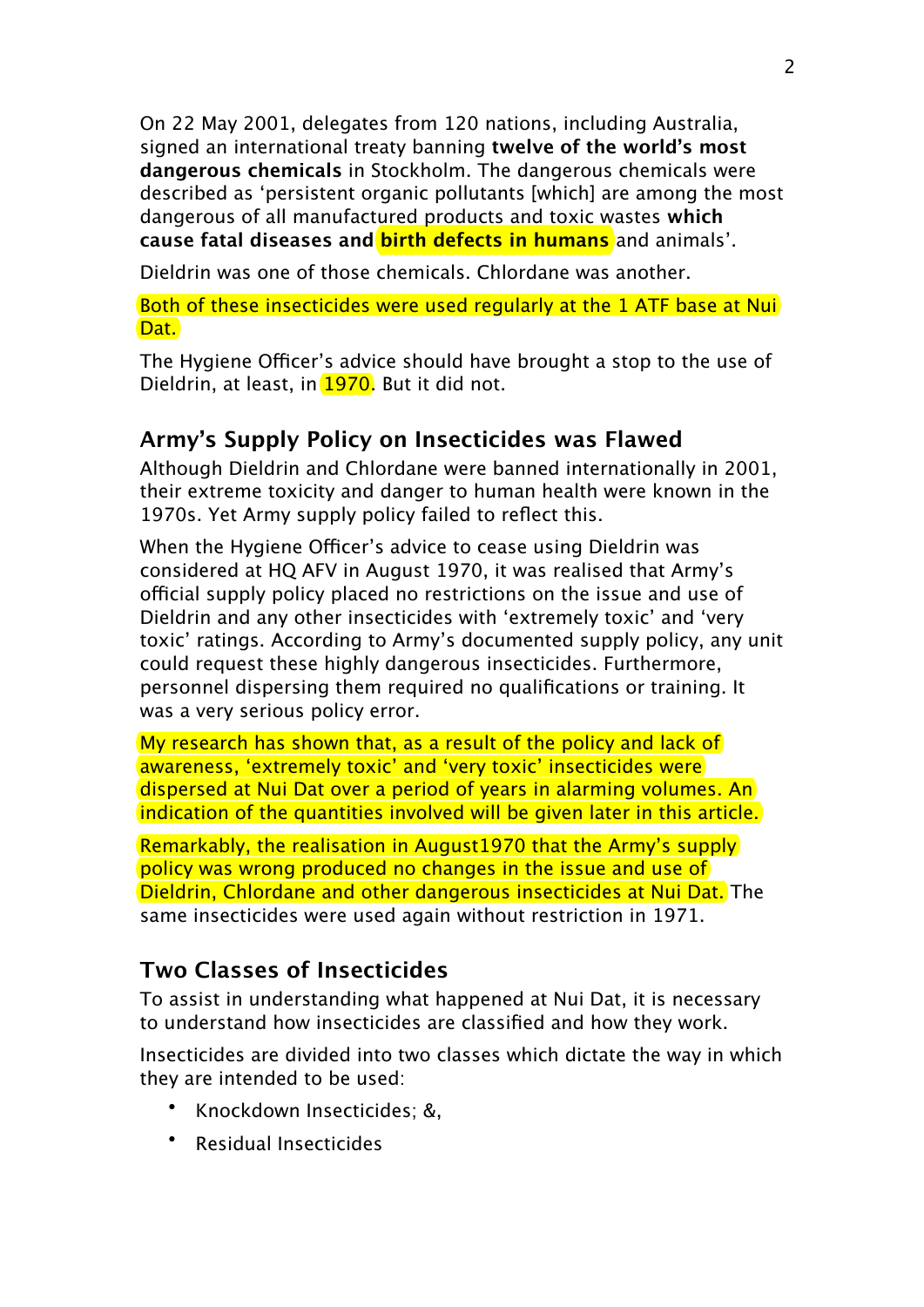On 22 May 2001, delegates from 120 nations, including Australia, signed an international treaty banning **twelve of the world's most dangerous chemicals** in Stockholm. The dangerous chemicals were described as 'persistent organic pollutants [which] are among the most dangerous of all manufactured products and toxic wastes **which cause fatal diseases and birth defects in humans** and animals'.

Dieldrin was one of those chemicals. Chlordane was another.

Both of these insecticides were used regularly at the 1 ATF base at Nui Dat.

The Hygiene Officer's advice should have brought a stop to the use of Dieldrin, at least, in 1970. But it did not.

## Army's Supply Policy on Insecticides was Flawed

Although Dieldrin and Chlordane were banned internationally in 2001, their extreme toxicity and danger to human health were known in the 1970s. Yet Army supply policy failed to reflect this.

When the Hygiene Officer's advice to cease using Dieldrin was considered at HQ AFV in August 1970, it was realised that Army's official supply policy placed no restrictions on the issue and use of Dieldrin and any other insecticides with 'extremely toxic' and 'very toxic' ratings. According to Army's documented supply policy, any unit could request these highly dangerous insecticides. Furthermore, personnel dispersing them required no qualifications or training. It was a very serious policy error.

My research has shown that, as a result of the policy and lack of awareness, 'extremely toxic' and 'very toxic' insecticides were dispersed at Nui Dat over a period of years in alarming volumes. An indication of the quantities involved will be given later in this article.

Remarkably, the realisation in August1970 that the Army's supply policy was wrong produced no changes in the issue and use of Dieldrin, Chlordane and other dangerous insecticides at Nui Dat. The same insecticides were used again without restriction in 1971.

## Two Classes of Insecticides

To assist in understanding what happened at Nui Dat, it is necessary to understand how insecticides are classified and how they work.

Insecticides are divided into two classes which dictate the way in which they are intended to be used:

- Knockdown Insecticides; &,
- Residual Insecticides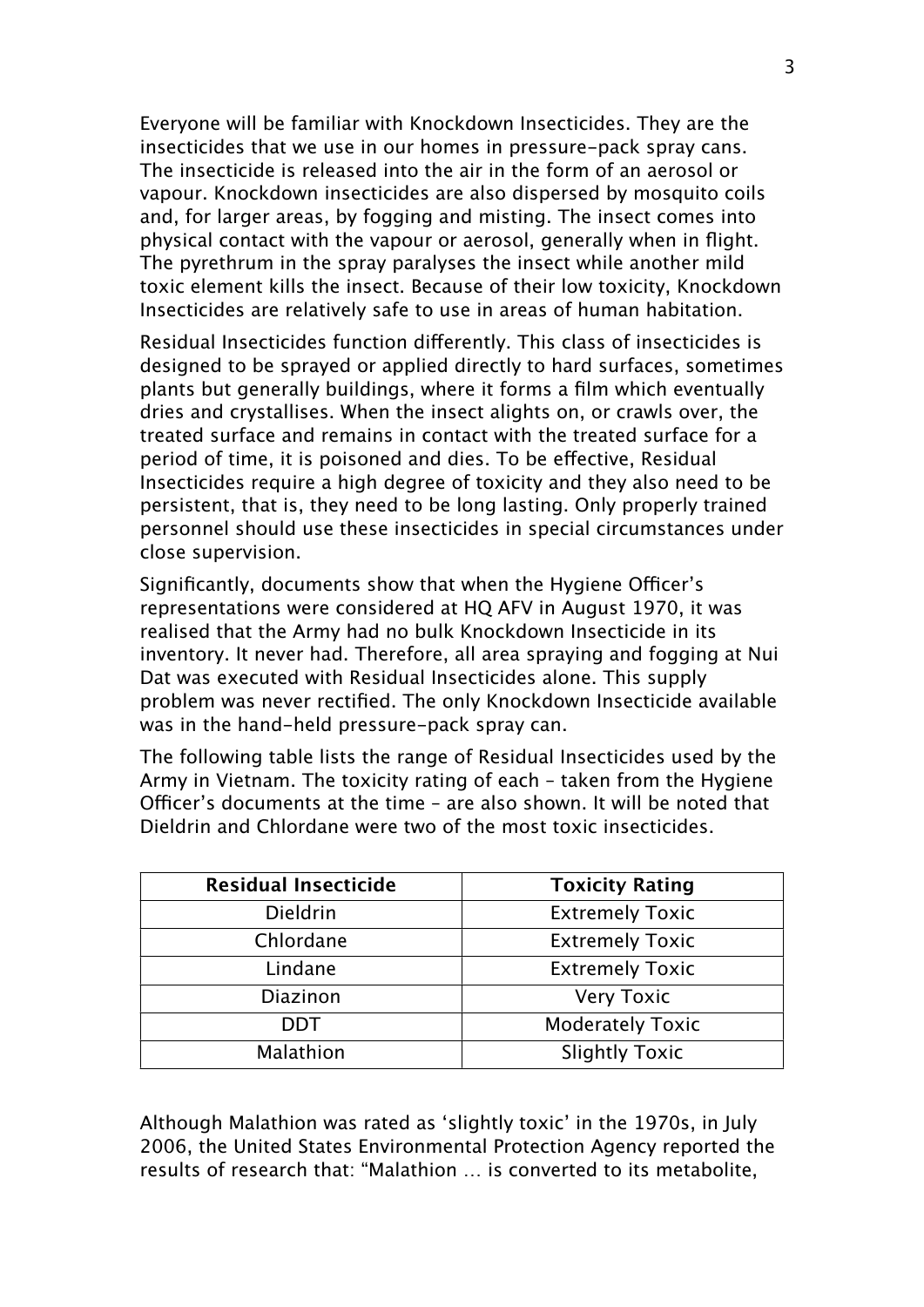Everyone will be familiar with Knockdown Insecticides. They are the insecticides that we use in our homes in pressure-pack spray cans. The insecticide is released into the air in the form of an aerosol or vapour. Knockdown insecticides are also dispersed by mosquito coils and, for larger areas, by fogging and misting. The insect comes into physical contact with the vapour or aerosol, generally when in flight. The pyrethrum in the spray paralyses the insect while another mild toxic element kills the insect. Because of their low toxicity, Knockdown Insecticides are relatively safe to use in areas of human habitation.

Residual Insecticides function differently. This class of insecticides is designed to be sprayed or applied directly to hard surfaces, sometimes plants but generally buildings, where it forms a film which eventually dries and crystallises. When the insect alights on, or crawls over, the treated surface and remains in contact with the treated surface for a period of time, it is poisoned and dies. To be effective, Residual Insecticides require a high degree of toxicity and they also need to be persistent, that is, they need to be long lasting. Only properly trained personnel should use these insecticides in special circumstances under close supervision.

Significantly, documents show that when the Hygiene Officer's representations were considered at HQ AFV in August 1970, it was realised that the Army had no bulk Knockdown Insecticide in its inventory. It never had. Therefore, all area spraying and fogging at Nui Dat was executed with Residual Insecticides alone. This supply problem was never rectified. The only Knockdown Insecticide available was in the hand-held pressure-pack spray can.

The following table lists the range of Residual Insecticides used by the Army in Vietnam. The toxicity rating of each – taken from the Hygiene Officer's documents at the time – are also shown. It will be noted that Dieldrin and Chlordane were two of the most toxic insecticides.

| Residual Insecticide | Toxicity Rating |
|---|---|
| Dieldrin | Extremely Toxic |
| Chlordane | Extremely Toxic |
| Lindane | Extremely Toxic |
| Diazinon | Very Toxic |
| DDT | Moderately Toxic |
| Malathion | Slightly Toxic |

Although Malathion was rated as 'slightly toxic' in the 1970s, in July 2006, the United States Environmental Protection Agency reported the results of research that: "Malathion … is converted to its metabolite,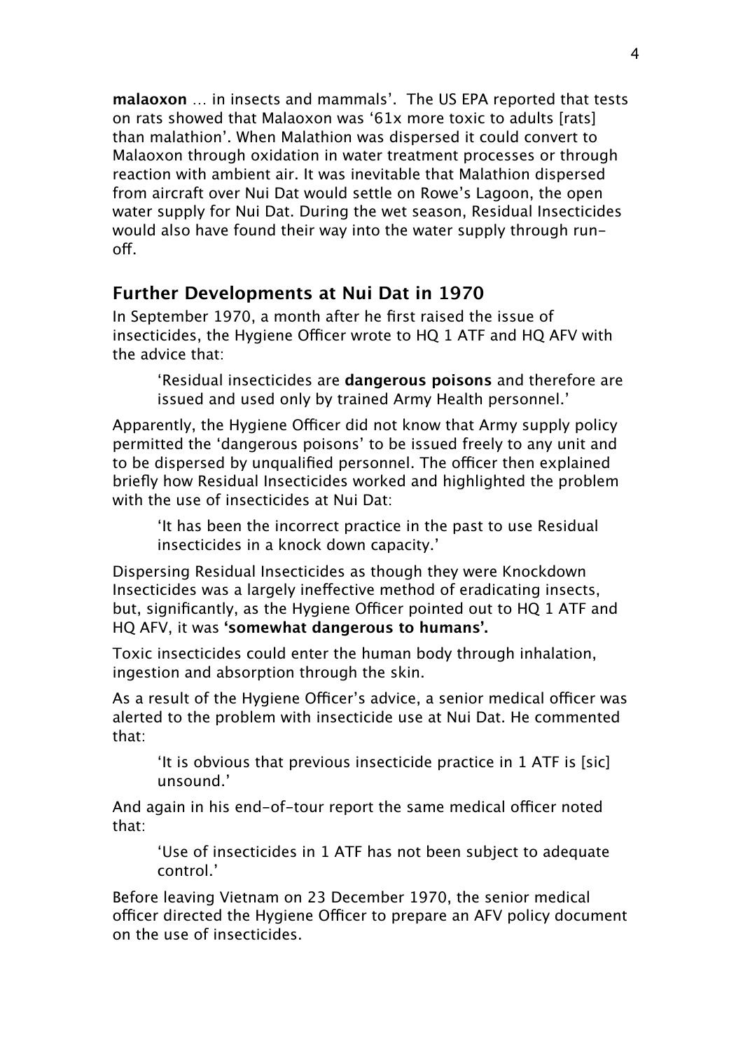**malaoxon** … in insects and mammals'. The US EPA reported that tests on rats showed that Malaoxon was '61x more toxic to adults [rats] than malathion'. When Malathion was dispersed it could convert to Malaoxon through oxidation in water treatment processes or through reaction with ambient air. It was inevitable that Malathion dispersed from aircraft over Nui Dat would settle on Rowe's Lagoon, the open water supply for Nui Dat. During the wet season, Residual Insecticides would also have found their way into the water supply through run-off.

## Further Developments at Nui Dat in 1970

In September 1970, a month after he first raised the issue of insecticides, the Hygiene Officer wrote to HQ 1 ATF and HQ AFV with the advice that:

> 'Residual insecticides are **dangerous poisons** and therefore are issued and used only by trained Army Health personnel.'

Apparently, the Hygiene Officer did not know that Army supply policy permitted the 'dangerous poisons' to be issued freely to any unit and to be dispersed by unqualified personnel. The officer then explained briefly how Residual Insecticides worked and highlighted the problem with the use of insecticides at Nui Dat:

> 'It has been the incorrect practice in the past to use Residual insecticides in a knock down capacity.'

Dispersing Residual Insecticides as though they were Knockdown Insecticides was a largely ineffective method of eradicating insects, but, significantly, as the Hygiene Officer pointed out to HQ 1 ATF and HQ AFV, it was **'somewhat dangerous to humans'.**

Toxic insecticides could enter the human body through inhalation, ingestion and absorption through the skin.

As a result of the Hygiene Officer's advice, a senior medical officer was alerted to the problem with insecticide use at Nui Dat. He commented that:

> 'It is obvious that previous insecticide practice in 1 ATF is [sic] unsound.'

And again in his end-of-tour report the same medical officer noted that:

> 'Use of insecticides in 1 ATF has not been subject to adequate control.'

Before leaving Vietnam on 23 December 1970, the senior medical officer directed the Hygiene Officer to prepare an AFV policy document on the use of insecticides.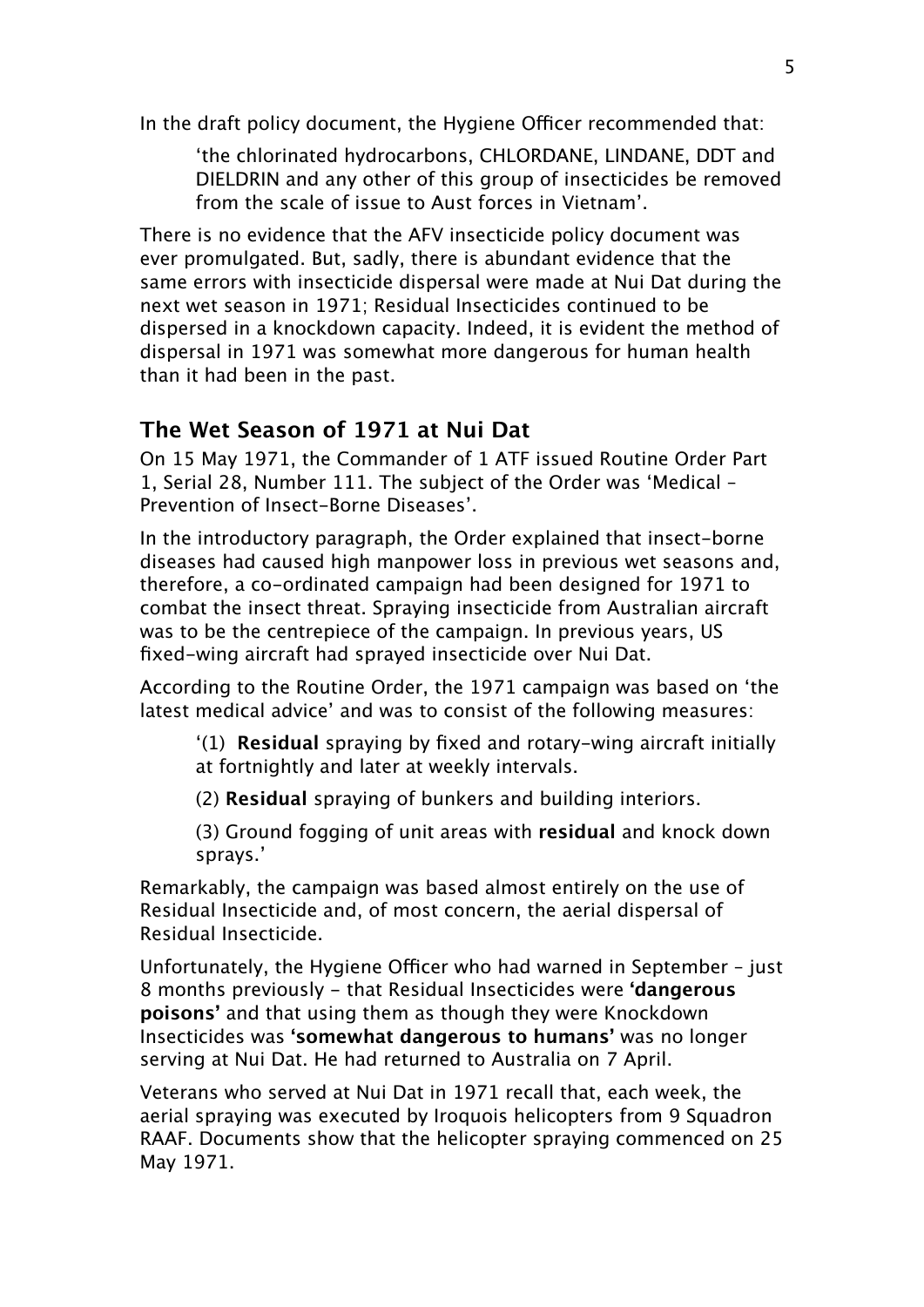In the draft policy document, the Hygiene Officer recommended that:

> 'the chlorinated hydrocarbons, CHLORDANE, LINDANE, DDT and DIELDRIN and any other of this group of insecticides be removed from the scale of issue to Aust forces in Vietnam'.

There is no evidence that the AFV insecticide policy document was ever promulgated. But, sadly, there is abundant evidence that the same errors with insecticide dispersal were made at Nui Dat during the next wet season in 1971; Residual Insecticides continued to be dispersed in a knockdown capacity. Indeed, it is evident the method of dispersal in 1971 was somewhat more dangerous for human health than it had been in the past.

## The Wet Season of 1971 at Nui Dat

On 15 May 1971, the Commander of 1 ATF issued Routine Order Part 1, Serial 28, Number 111. The subject of the Order was 'Medical – Prevention of Insect-Borne Diseases'.

In the introductory paragraph, the Order explained that insect-borne diseases had caused high manpower loss in previous wet seasons and, therefore, a co-ordinated campaign had been designed for 1971 to combat the insect threat. Spraying insecticide from Australian aircraft was to be the centrepiece of the campaign. In previous years, US fixed-wing aircraft had sprayed insecticide over Nui Dat.

According to the Routine Order, the 1971 campaign was based on 'the latest medical advice' and was to consist of the following measures:

> '(1) **Residual** spraying by fixed and rotary-wing aircraft initially at fortnightly and later at weekly intervals.
>
> (2) **Residual** spraying of bunkers and building interiors.
>
> (3) Ground fogging of unit areas with **residual** and knock down sprays.'

Remarkably, the campaign was based almost entirely on the use of Residual Insecticide and, of most concern, the aerial dispersal of Residual Insecticide.

Unfortunately, the Hygiene Officer who had warned in September – just 8 months previously – that Residual Insecticides were **'dangerous poisons'** and that using them as though they were Knockdown Insecticides was **'somewhat dangerous to humans'** was no longer serving at Nui Dat. He had returned to Australia on 7 April.

Veterans who served at Nui Dat in 1971 recall that, each week, the aerial spraying was executed by Iroquois helicopters from 9 Squadron RAAF. Documents show that the helicopter spraying commenced on 25 May 1971.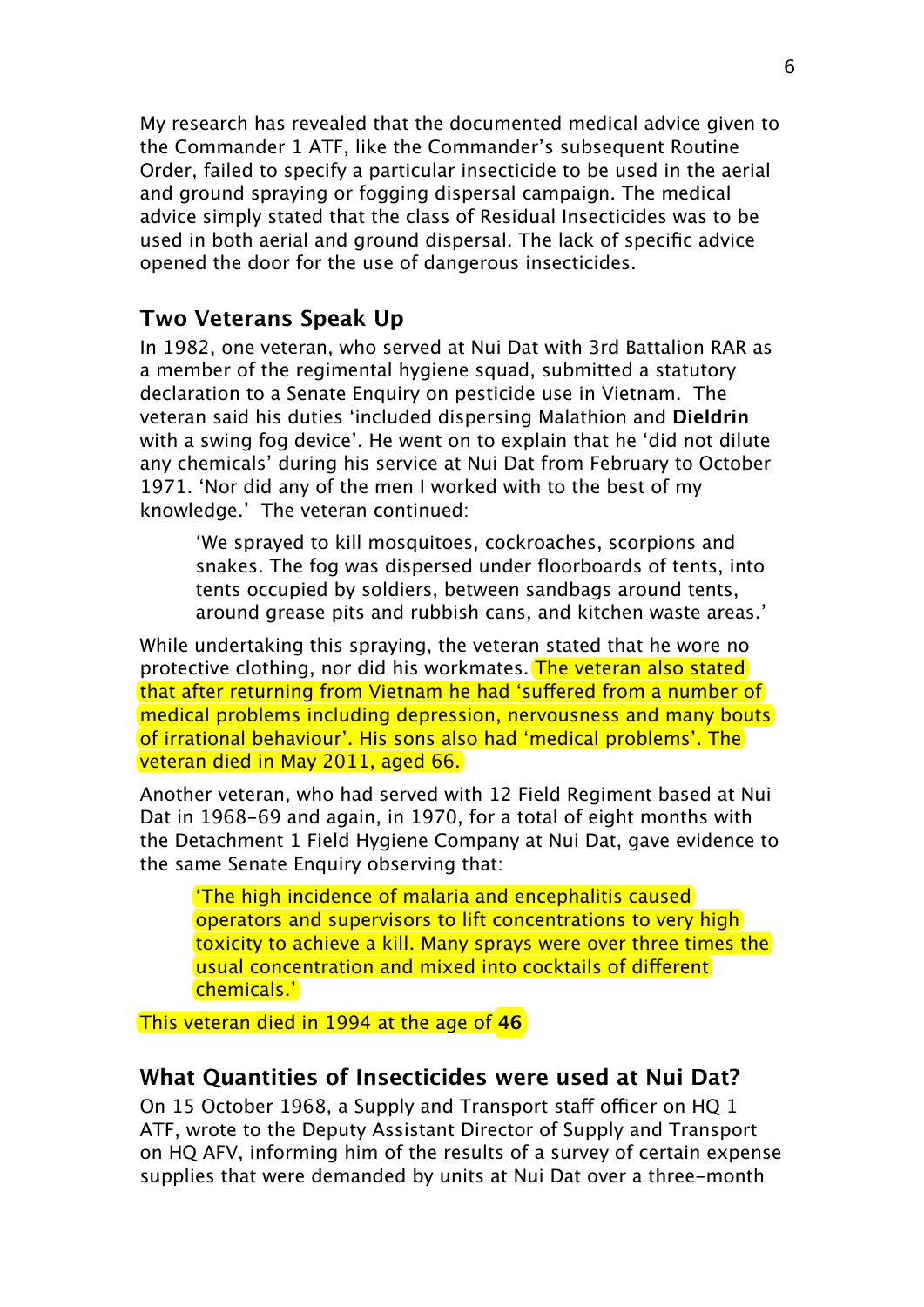My research has revealed that the documented medical advice given to the Commander 1 ATF, like the Commander's subsequent Routine Order, failed to specify a particular insecticide to be used in the aerial and ground spraying or fogging dispersal campaign. The medical advice simply stated that the class of Residual Insecticides was to be used in both aerial and ground dispersal. The lack of specific advice opened the door for the use of dangerous insecticides.

### Two Veterans Speak Up

In 1982, one veteran, who served at Nui Dat with 3rd Battalion RAR as a member of the regimental hygiene squad, submitted a statutory declaration to a Senate Enquiry on pesticide use in Vietnam. The veteran said his duties 'included dispersing Malathion and **Dieldrin** with a swing fog device'. He went on to explain that he 'did not dilute any chemicals' during his service at Nui Dat from February to October 1971. 'Nor did any of the men I worked with to the best of my knowledge.' The veteran continued:

> 'We sprayed to kill mosquitoes, cockroaches, scorpions and snakes. The fog was dispersed under floorboards of tents, into tents occupied by soldiers, between sandbags around tents, around grease pits and rubbish cans, and kitchen waste areas.'

While undertaking this spraying, the veteran stated that he wore no protective clothing, nor did his workmates. The veteran also stated that after returning from Vietnam he had 'suffered from a number of medical problems including depression, nervousness and many bouts of irrational behaviour'. His sons also had 'medical problems'. The veteran died in May 2011, aged 66.

Another veteran, who had served with 12 Field Regiment based at Nui Dat in 1968-69 and again, in 1970, for a total of eight months with the Detachment 1 Field Hygiene Company at Nui Dat, gave evidence to the same Senate Enquiry observing that:

> 'The high incidence of malaria and encephalitis caused operators and supervisors to lift concentrations to very high toxicity to achieve a kill. Many sprays were over three times the usual concentration and mixed into cocktails of different chemicals.'

This veteran died in 1994 at the age of **46**

### What Quantities of Insecticides were used at Nui Dat?

On 15 October 1968, a Supply and Transport staff officer on HQ 1 ATF, wrote to the Deputy Assistant Director of Supply and Transport on HQ AFV, informing him of the results of a survey of certain expense supplies that were demanded by units at Nui Dat over a three-month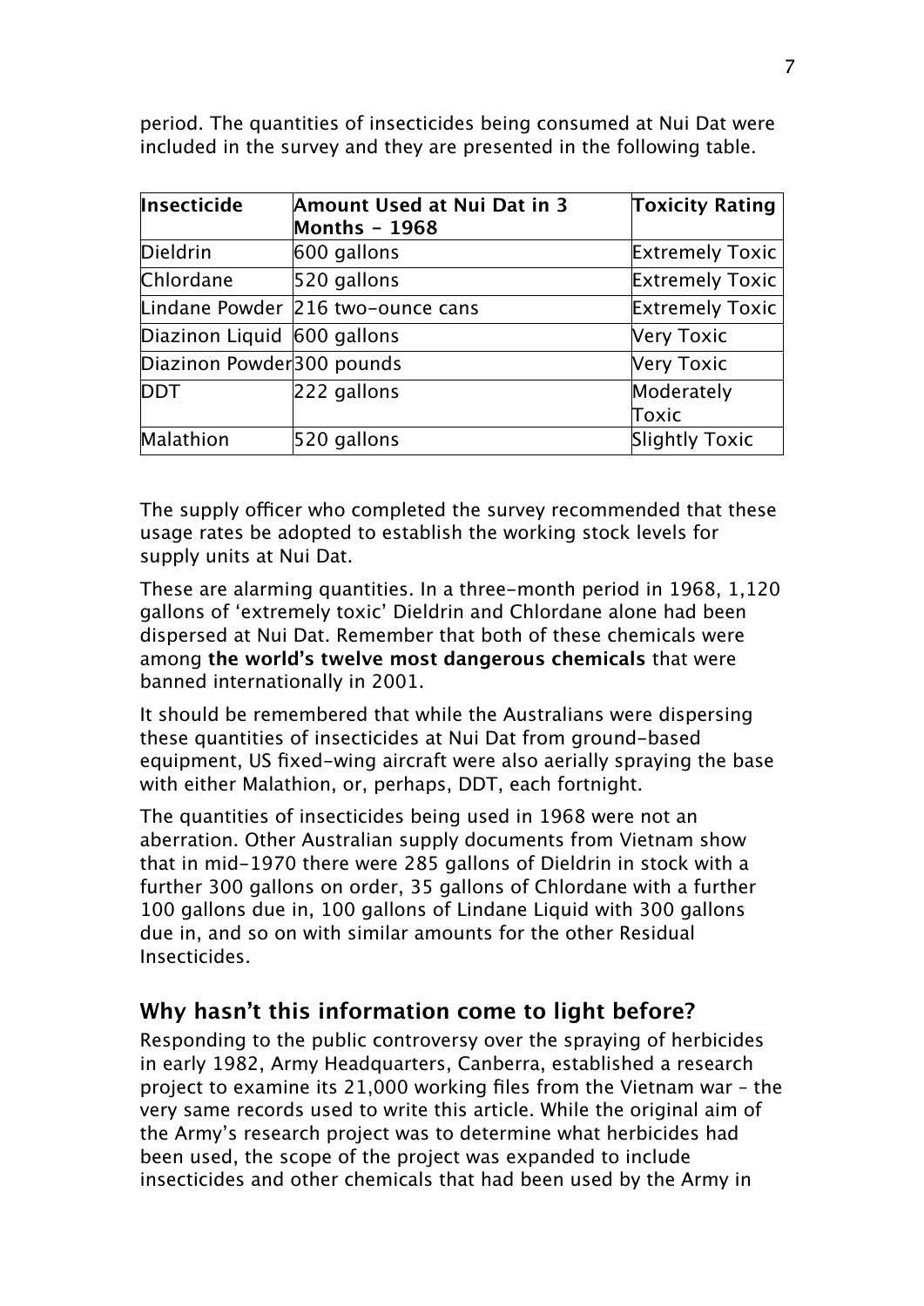period. The quantities of insecticides being consumed at Nui Dat were included in the survey and they are presented in the following table.

| Insecticide | Amount Used at Nui Dat in 3 Months – 1968 | Toxicity Rating |
|---|---|---|
| Dieldrin | 600 gallons | Extremely Toxic |
| Chlordane | 520 gallons | Extremely Toxic |
| Lindane Powder | 216 two-ounce cans | Extremely Toxic |
| Diazinon Liquid | 600 gallons | Very Toxic |
| Diazinon Powder | 300 pounds | Very Toxic |
| DDT | 222 gallons | Moderately Toxic |
| Malathion | 520 gallons | Slightly Toxic |

The supply officer who completed the survey recommended that these usage rates be adopted to establish the working stock levels for supply units at Nui Dat.

These are alarming quantities. In a three-month period in 1968, 1,120 gallons of 'extremely toxic' Dieldrin and Chlordane alone had been dispersed at Nui Dat. Remember that both of these chemicals were among **the world's twelve most dangerous chemicals** that were banned internationally in 2001.

It should be remembered that while the Australians were dispersing these quantities of insecticides at Nui Dat from ground-based equipment, US fixed-wing aircraft were also aerially spraying the base with either Malathion, or, perhaps, DDT, each fortnight.

The quantities of insecticides being used in 1968 were not an aberration. Other Australian supply documents from Vietnam show that in mid-1970 there were 285 gallons of Dieldrin in stock with a further 300 gallons on order, 35 gallons of Chlordane with a further 100 gallons due in, 100 gallons of Lindane Liquid with 300 gallons due in, and so on with similar amounts for the other Residual Insecticides.

## Why hasn't this information come to light before?

Responding to the public controversy over the spraying of herbicides in early 1982, Army Headquarters, Canberra, established a research project to examine its 21,000 working files from the Vietnam war – the very same records used to write this article. While the original aim of the Army's research project was to determine what herbicides had been used, the scope of the project was expanded to include insecticides and other chemicals that had been used by the Army in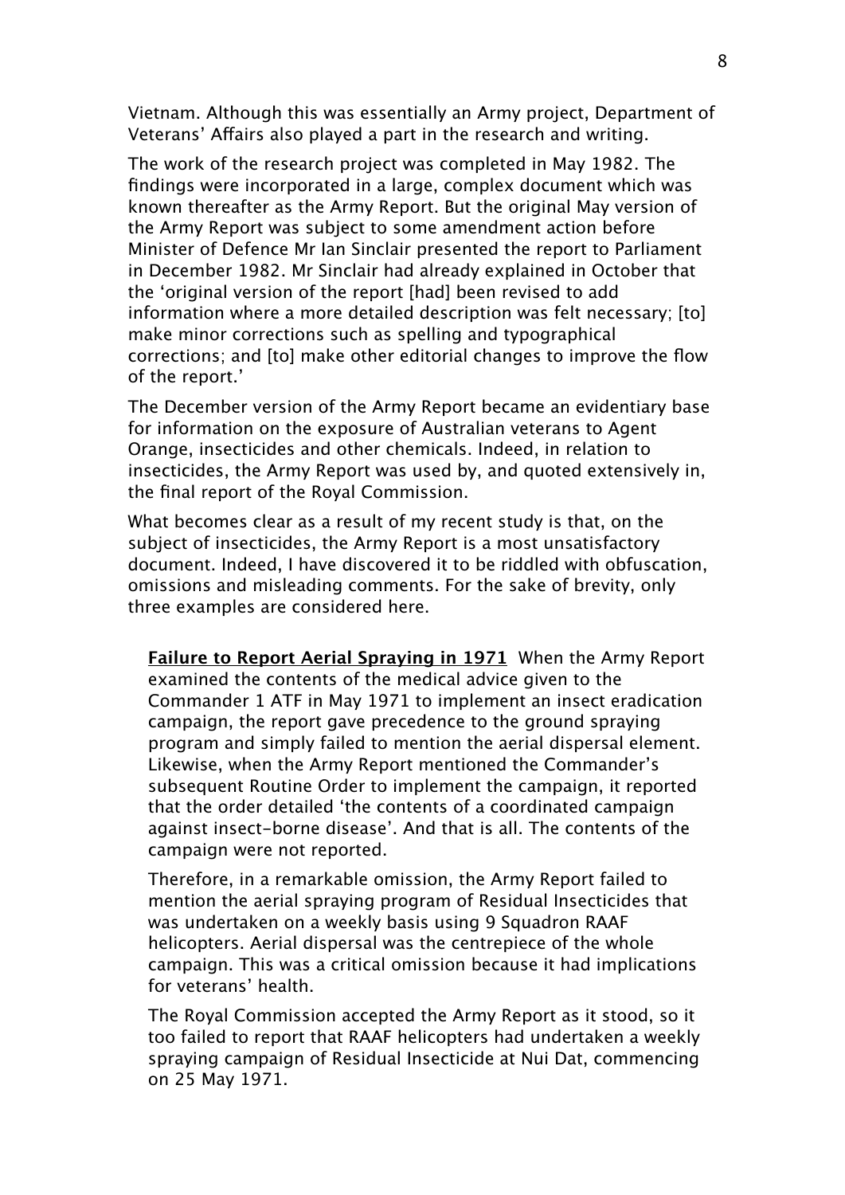Vietnam. Although this was essentially an Army project, Department of Veterans' Affairs also played a part in the research and writing.

The work of the research project was completed in May 1982. The findings were incorporated in a large, complex document which was known thereafter as the Army Report. But the original May version of the Army Report was subject to some amendment action before Minister of Defence Mr Ian Sinclair presented the report to Parliament in December 1982. Mr Sinclair had already explained in October that the 'original version of the report [had] been revised to add information where a more detailed description was felt necessary; [to] make minor corrections such as spelling and typographical corrections; and [to] make other editorial changes to improve the flow of the report.'

The December version of the Army Report became an evidentiary base for information on the exposure of Australian veterans to Agent Orange, insecticides and other chemicals. Indeed, in relation to insecticides, the Army Report was used by, and quoted extensively in, the final report of the Royal Commission.

What becomes clear as a result of my recent study is that, on the subject of insecticides, the Army Report is a most unsatisfactory document. Indeed, I have discovered it to be riddled with obfuscation, omissions and misleading comments. For the sake of brevity, only three examples are considered here.

> **Failure to Report Aerial Spraying in 1971** When the Army Report examined the contents of the medical advice given to the Commander 1 ATF in May 1971 to implement an insect eradication campaign, the report gave precedence to the ground spraying program and simply failed to mention the aerial dispersal element. Likewise, when the Army Report mentioned the Commander's subsequent Routine Order to implement the campaign, it reported that the order detailed 'the contents of a coordinated campaign against insect-borne disease'. And that is all. The contents of the campaign were not reported.
>
> Therefore, in a remarkable omission, the Army Report failed to mention the aerial spraying program of Residual Insecticides that was undertaken on a weekly basis using 9 Squadron RAAF helicopters. Aerial dispersal was the centrepiece of the whole campaign. This was a critical omission because it had implications for veterans' health.
>
> The Royal Commission accepted the Army Report as it stood, so it too failed to report that RAAF helicopters had undertaken a weekly spraying campaign of Residual Insecticide at Nui Dat, commencing on 25 May 1971.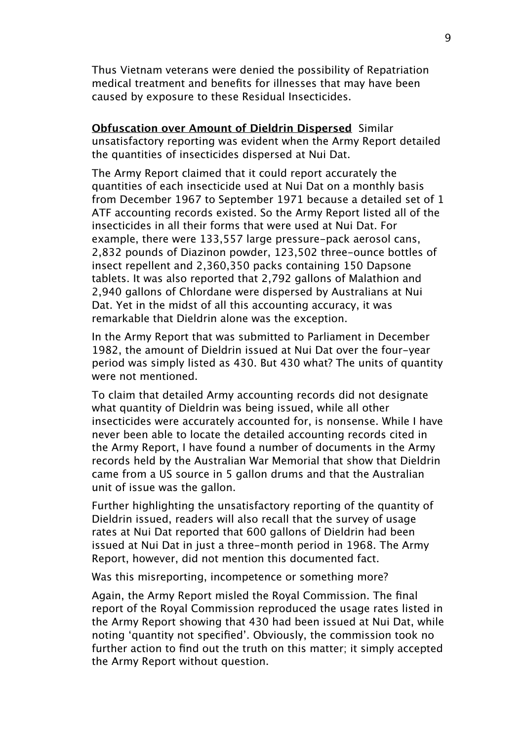Thus Vietnam veterans were denied the possibility of Repatriation medical treatment and benefits for illnesses that may have been caused by exposure to these Residual Insecticides.

**Obfuscation over Amount of Dieldrin Dispersed** Similar unsatisfactory reporting was evident when the Army Report detailed the quantities of insecticides dispersed at Nui Dat.

The Army Report claimed that it could report accurately the quantities of each insecticide used at Nui Dat on a monthly basis from December 1967 to September 1971 because a detailed set of 1 ATF accounting records existed. So the Army Report listed all of the insecticides in all their forms that were used at Nui Dat. For example, there were 133,557 large pressure-pack aerosol cans, 2,832 pounds of Diazinon powder, 123,502 three-ounce bottles of insect repellent and 2,360,350 packs containing 150 Dapsone tablets. It was also reported that 2,792 gallons of Malathion and 2,940 gallons of Chlordane were dispersed by Australians at Nui Dat. Yet in the midst of all this accounting accuracy, it was remarkable that Dieldrin alone was the exception.

In the Army Report that was submitted to Parliament in December 1982, the amount of Dieldrin issued at Nui Dat over the four-year period was simply listed as 430. But 430 what? The units of quantity were not mentioned.

To claim that detailed Army accounting records did not designate what quantity of Dieldrin was being issued, while all other insecticides were accurately accounted for, is nonsense. While I have never been able to locate the detailed accounting records cited in the Army Report, I have found a number of documents in the Army records held by the Australian War Memorial that show that Dieldrin came from a US source in 5 gallon drums and that the Australian unit of issue was the gallon.

Further highlighting the unsatisfactory reporting of the quantity of Dieldrin issued, readers will also recall that the survey of usage rates at Nui Dat reported that 600 gallons of Dieldrin had been issued at Nui Dat in just a three-month period in 1968. The Army Report, however, did not mention this documented fact.

Was this misreporting, incompetence or something more?

Again, the Army Report misled the Royal Commission. The final report of the Royal Commission reproduced the usage rates listed in the Army Report showing that 430 had been issued at Nui Dat, while noting 'quantity not specified'. Obviously, the commission took no further action to find out the truth on this matter; it simply accepted the Army Report without question.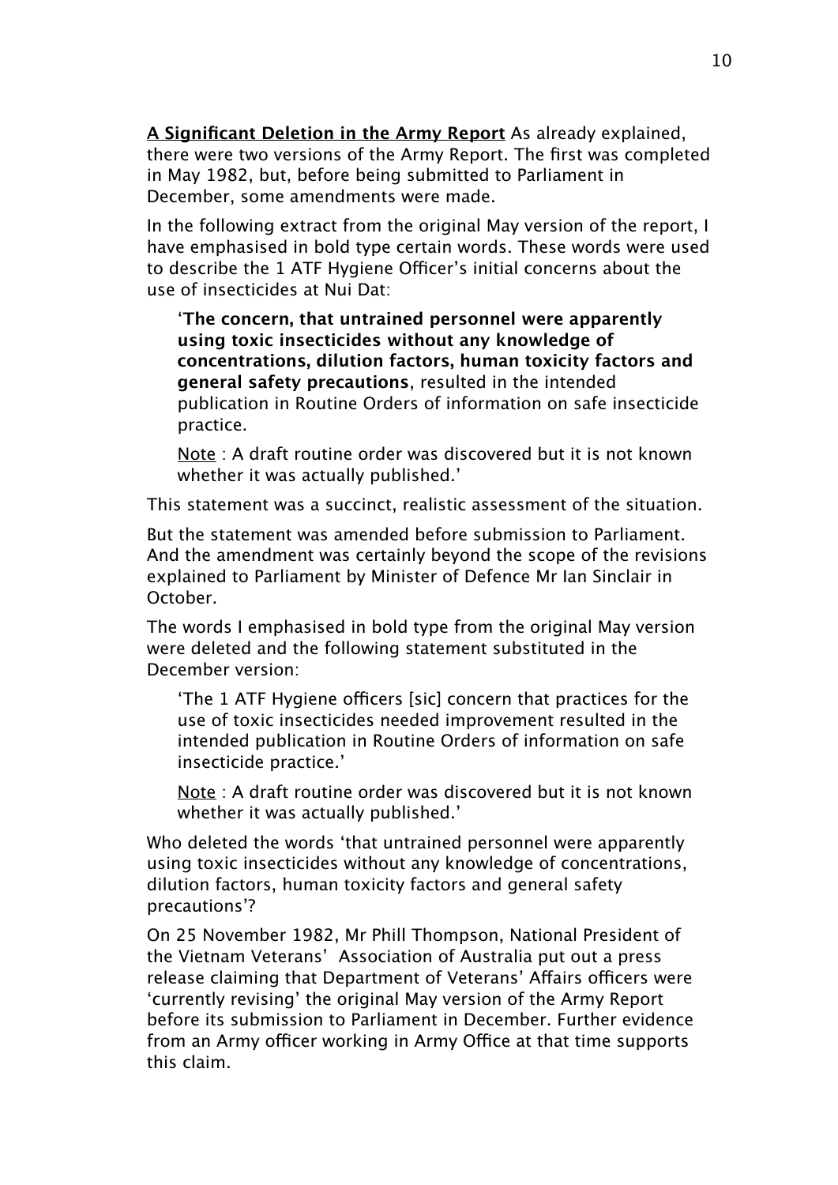**<u>A Significant Deletion in the Army Report</u>** As already explained, there were two versions of the Army Report. The first was completed in May 1982, but, before being submitted to Parliament in December, some amendments were made.

In the following extract from the original May version of the report, I have emphasised in bold type certain words. These words were used to describe the 1 ATF Hygiene Officer's initial concerns about the use of insecticides at Nui Dat:

> '**The concern, that untrained personnel were apparently using toxic insecticides without any knowledge of concentrations, dilution factors, human toxicity factors and general safety precautions**, resulted in the intended publication in Routine Orders of information on safe insecticide practice.
>
> <u>Note</u> : A draft routine order was discovered but it is not known whether it was actually published.'

This statement was a succinct, realistic assessment of the situation.

But the statement was amended before submission to Parliament. And the amendment was certainly beyond the scope of the revisions explained to Parliament by Minister of Defence Mr Ian Sinclair in October.

The words I emphasised in bold type from the original May version were deleted and the following statement substituted in the December version:

> 'The 1 ATF Hygiene officers [sic] concern that practices for the use of toxic insecticides needed improvement resulted in the intended publication in Routine Orders of information on safe insecticide practice.'
>
> <u>Note</u> : A draft routine order was discovered but it is not known whether it was actually published.'

Who deleted the words 'that untrained personnel were apparently using toxic insecticides without any knowledge of concentrations, dilution factors, human toxicity factors and general safety precautions'?

On 25 November 1982, Mr Phill Thompson, National President of the Vietnam Veterans' Association of Australia put out a press release claiming that Department of Veterans' Affairs officers were 'currently revising' the original May version of the Army Report before its submission to Parliament in December. Further evidence from an Army officer working in Army Office at that time supports this claim.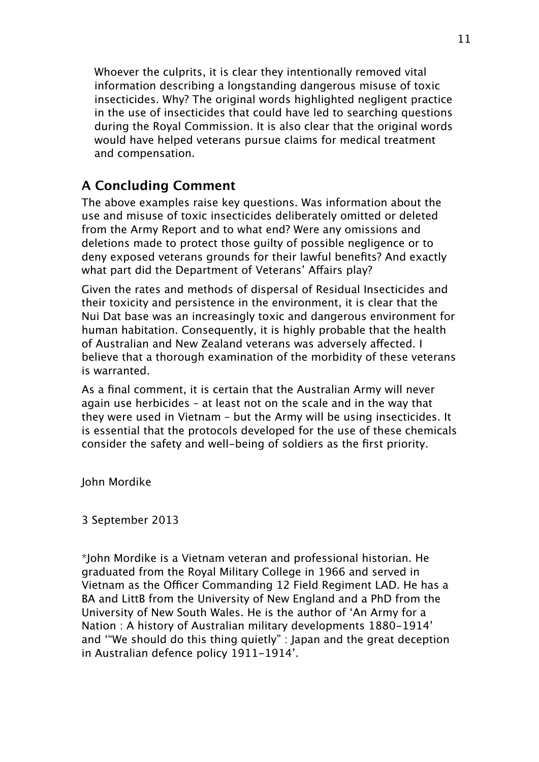Whoever the culprits, it is clear they intentionally removed vital information describing a longstanding dangerous misuse of toxic insecticides. Why? The original words highlighted negligent practice in the use of insecticides that could have led to searching questions during the Royal Commission. It is also clear that the original words would have helped veterans pursue claims for medical treatment and compensation.

## A Concluding Comment

The above examples raise key questions. Was information about the use and misuse of toxic insecticides deliberately omitted or deleted from the Army Report and to what end? Were any omissions and deletions made to protect those guilty of possible negligence or to deny exposed veterans grounds for their lawful benefits? And exactly what part did the Department of Veterans' Affairs play?

Given the rates and methods of dispersal of Residual Insecticides and their toxicity and persistence in the environment, it is clear that the Nui Dat base was an increasingly toxic and dangerous environment for human habitation. Consequently, it is highly probable that the health of Australian and New Zealand veterans was adversely affected. I believe that a thorough examination of the morbidity of these veterans is warranted.

As a final comment, it is certain that the Australian Army will never again use herbicides – at least not on the scale and in the way that they were used in Vietnam – but the Army will be using insecticides. It is essential that the protocols developed for the use of these chemicals consider the safety and well-being of soldiers as the first priority.

John Mordike

3 September 2013

*John Mordike is a Vietnam veteran and professional historian. He graduated from the Royal Military College in 1966 and served in Vietnam as the Officer Commanding 12 Field Regiment LAD. He has a BA and LittB from the University of New England and a PhD from the University of New South Wales. He is the author of 'An Army for a Nation : A history of Australian military developments 1880-1914' and '"We should do this thing quietly" : Japan and the great deception in Australian defence policy 1911-1914'.